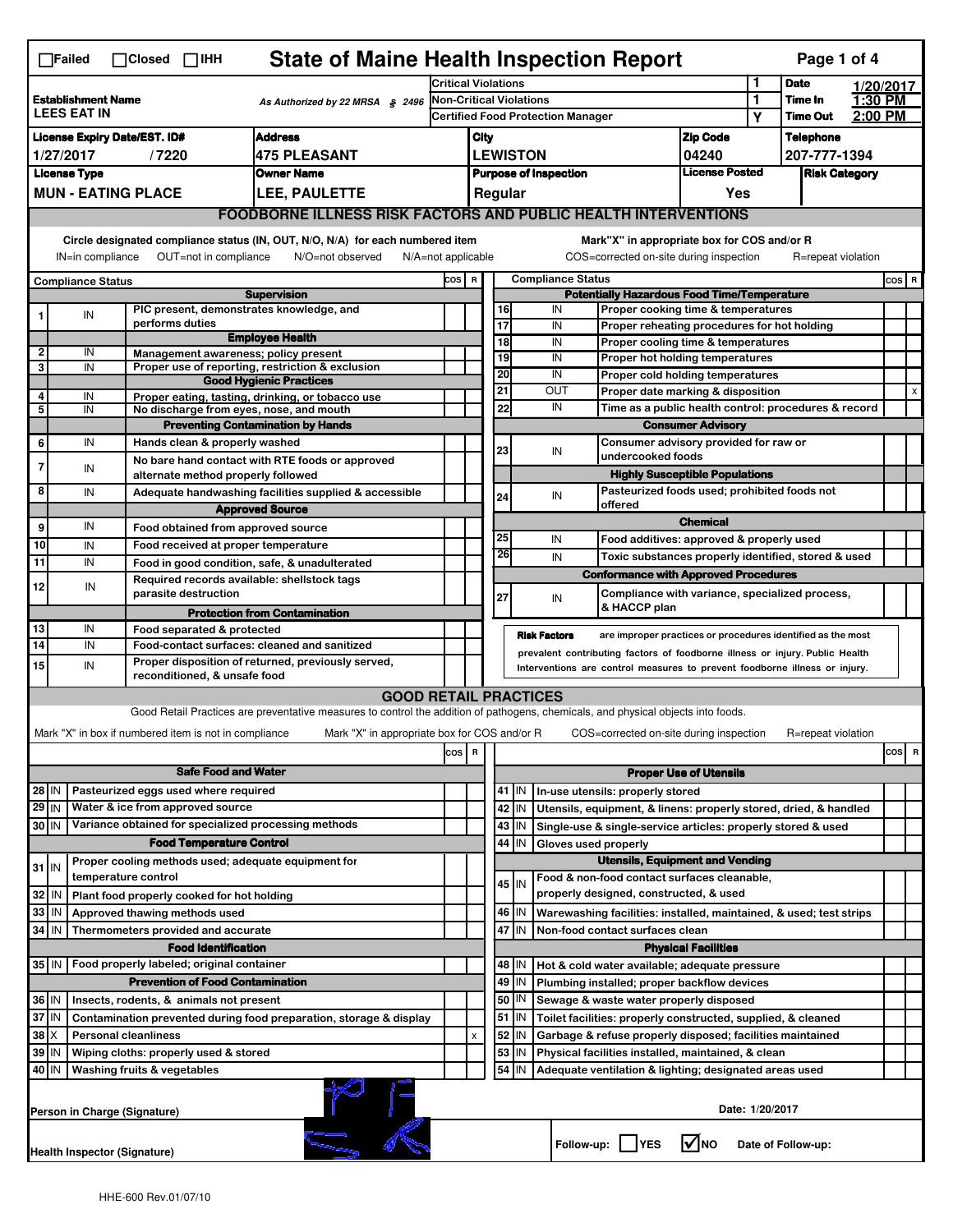☐Failed ☐Closed ☐IHH

# State of Maine Health Inspection Report

| Establishment Name | As Authorized by 22 MRSA § 2496 | Critical Violations | 1 | Date | 1/20/2017 |
|---|---|---|---|---|---|
| LEES EAT IN | | Non-Critical Violations | 1 | Time In | 1:30 PM |
| | | Certified Food Protection Manager | Y | Time Out | 2:00 PM |

| License Expiry Date/EST. ID# | Address | City | Zip Code | Telephone |
|---|---|---|---|---|
| 1/27/2017 / 7220 | 475 PLEASANT | LEWISTON | 04240 | 207-777-1394 |

| License Type | Owner Name | Purpose of Inspection | License Posted | Risk Category |
|---|---|---|---|---|
| MUN - EATING PLACE | LEE, PAULETTE | Regular | Yes | |

## FOODBORNE ILLNESS RISK FACTORS AND PUBLIC HEALTH INTERVENTIONS

Circle designated compliance status (IN, OUT, N/O, N/A) for each numbered item — Mark "X" in appropriate box for COS and/or R

IN=in compliance OUT=not in compliance N/O=not observed N/A=not applicable COS=corrected on-site during inspection R=repeat violation

| # | Compliance Status | Item | COS | R |
|---|---|---|---|---|
| | | **Supervision** | | |
| 1 | IN | PIC present, demonstrates knowledge, and performs duties | | |
| | | **Employee Health** | | |
| 2 | IN | Management awareness; policy present | | |
| 3 | IN | Proper use of reporting, restriction & exclusion | | |
| | | **Good Hygienic Practices** | | |
| 4 | IN | Proper eating, tasting, drinking, or tobacco use | | |
| 5 | IN | No discharge from eyes, nose, and mouth | | |
| | | **Preventing Contamination by Hands** | | |
| 6 | IN | Hands clean & properly washed | | |
| 7 | IN | No bare hand contact with RTE foods or approved alternate method properly followed | | |
| 8 | IN | Adequate handwashing facilities supplied & accessible | | |
| | | **Approved Source** | | |
| 9 | IN | Food obtained from approved source | | |
| 10 | IN | Food received at proper temperature | | |
| 11 | IN | Food in good condition, safe, & unadulterated | | |
| 12 | IN | Required records available: shellstock tags parasite destruction | | |
| | | **Protection from Contamination** | | |
| 13 | IN | Food separated & protected | | |
| 14 | IN | Food-contact surfaces: cleaned and sanitized | | |
| 15 | IN | Proper disposition of returned, previously served, reconditioned, & unsafe food | | |
| | | **Potentially Hazardous Food Time/Temperature** | | |
| 16 | IN | Proper cooking time & temperatures | | |
| 17 | IN | Proper reheating procedures for hot holding | | |
| 18 | IN | Proper cooling time & temperatures | | |
| 19 | IN | Proper hot holding temperatures | | |
| 20 | IN | Proper cold holding temperatures | | |
| 21 | OUT | Proper date marking & disposition | | x |
| 22 | IN | Time as a public health control: procedures & record | | |
| | | **Consumer Advisory** | | |
| 23 | IN | Consumer advisory provided for raw or undercooked foods | | |
| | | **Highly Susceptible Populations** | | |
| 24 | IN | Pasteurized foods used; prohibited foods not offered | | |
| | | **Chemical** | | |
| 25 | IN | Food additives: approved & properly used | | |
| 26 | IN | Toxic substances properly identified, stored & used | | |
| | | **Conformance with Approved Procedures** | | |
| 27 | IN | Compliance with variance, specialized process, & HACCP plan | | |

**Risk Factors** are improper practices or procedures identified as the most prevalent contributing factors of foodborne illness or injury. Public Health Interventions are control measures to prevent foodborne illness or injury.

## GOOD RETAIL PRACTICES

Good Retail Practices are preventative measures to control the addition of pathogens, chemicals, and physical objects into foods.

Mark "X" in box if numbered item is not in compliance — Mark "X" in appropriate box for COS and/or R — COS=corrected on-site during inspection — R=repeat violation

| # | Status | Item | COS | R |
|---|---|---|---|---|
| | | **Safe Food and Water** | | |
| 28 | IN | Pasteurized eggs used where required | | |
| 29 | IN | Water & ice from approved source | | |
| 30 | IN | Variance obtained for specialized processing methods | | |
| | | **Food Temperature Control** | | |
| 31 | IN | Proper cooling methods used; adequate equipment for temperature control | | |
| 32 | IN | Plant food properly cooked for hot holding | | |
| 33 | IN | Approved thawing methods used | | |
| 34 | IN | Thermometers provided and accurate | | |
| | | **Food Identification** | | |
| 35 | IN | Food properly labeled; original container | | |
| | | **Prevention of Food Contamination** | | |
| 36 | IN | Insects, rodents, & animals not present | | |
| 37 | IN | Contamination prevented during food preparation, storage & display | | |
| 38 | X | Personal cleanliness | | x |
| 39 | IN | Wiping cloths: properly used & stored | | |
| 40 | IN | Washing fruits & vegetables | | |
| | | **Proper Use of Utensils** | | |
| 41 | IN | In-use utensils: properly stored | | |
| 42 | IN | Utensils, equipment, & linens: properly stored, dried, & handled | | |
| 43 | IN | Single-use & single-service articles: properly stored & used | | |
| 44 | IN | Gloves used properly | | |
| | | **Utensils, Equipment and Vending** | | |
| 45 | IN | Food & non-food contact surfaces cleanable, properly designed, constructed, & used | | |
| 46 | IN | Warewashing facilities: installed, maintained, & used; test strips | | |
| 47 | IN | Non-food contact surfaces clean | | |
| | | **Physical Facilities** | | |
| 48 | IN | Hot & cold water available; adequate pressure | | |
| 49 | IN | Plumbing installed; proper backflow devices | | |
| 50 | IN | Sewage & waste water properly disposed | | |
| 51 | IN | Toilet facilities: properly constructed, supplied, & cleaned | | |
| 52 | IN | Garbage & refuse properly disposed; facilities maintained | | |
| 53 | IN | Physical facilities installed, maintained, & clean | | |
| 54 | IN | Adequate ventilation & lighting; designated areas used | | |

Person in Charge (Signature) — Date: 1/20/2017

Health Inspector (Signature) — Follow-up: ☐ YES ☑ NO — Date of Follow-up:

HHE-600 Rev.01/07/10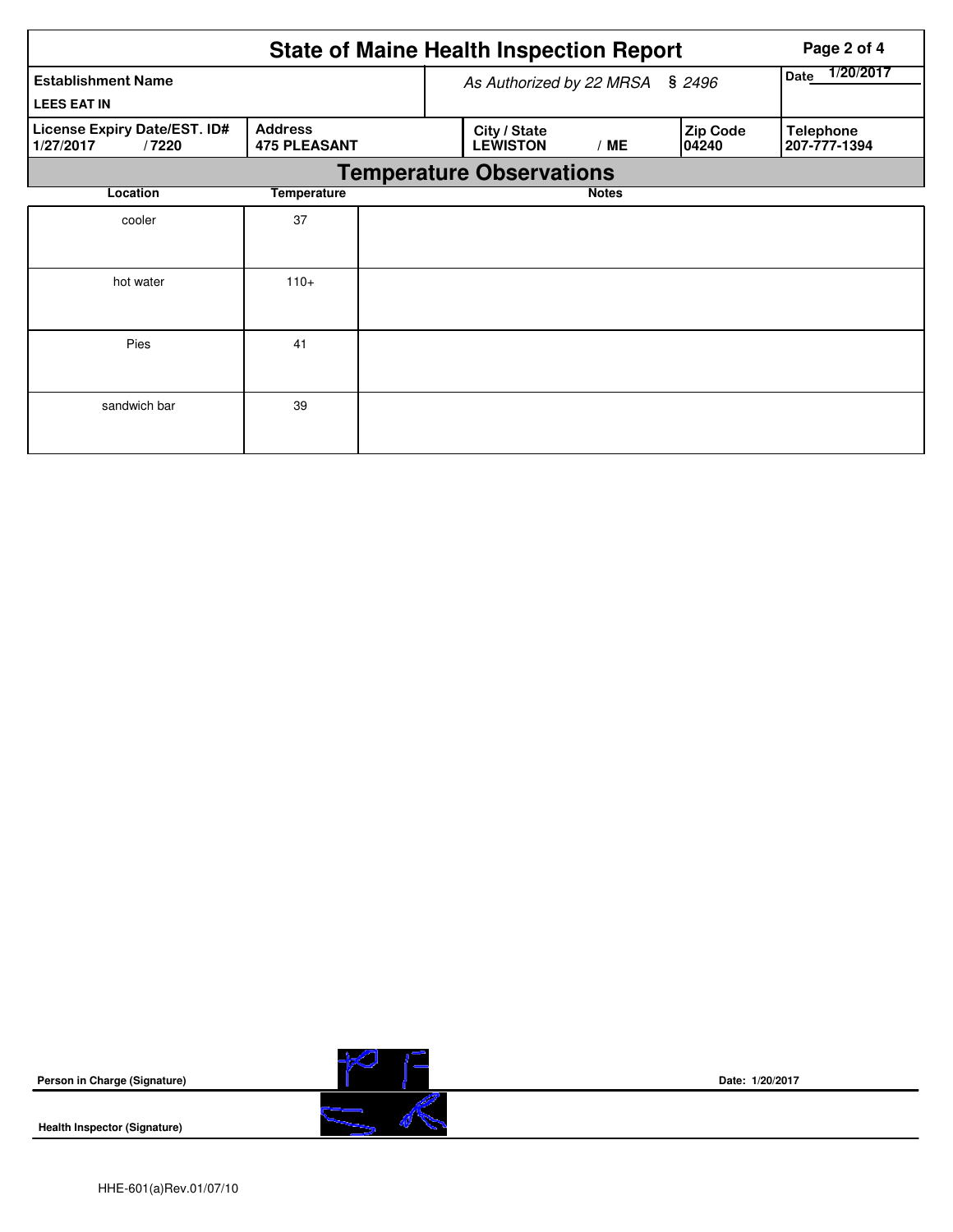# State of Maine Health Inspection Report

| Establishment Name | | As Authorized by 22 MRSA § 2496 | | | Date 1/20/2017 |
|---|---|---|---|---|---|
| LEES EAT IN | | | | | |
| License Expiry Date/EST. ID# | Address | City / State | | Zip Code | Telephone |
| 1/27/2017 / 7220 | 475 PLEASANT | LEWISTON | / ME | 04240 | 207-777-1394 |

## Temperature Observations

| Location | Temperature | Notes |
|---|---|---|
| cooler | 37 | |
| hot water | 110+ | |
| Pies | 41 | |
| sandwich bar | 39 | |

**Person in Charge (Signature)** **Date: 1/20/2017**

**Health Inspector (Signature)**

HHE-601(a)Rev.01/07/10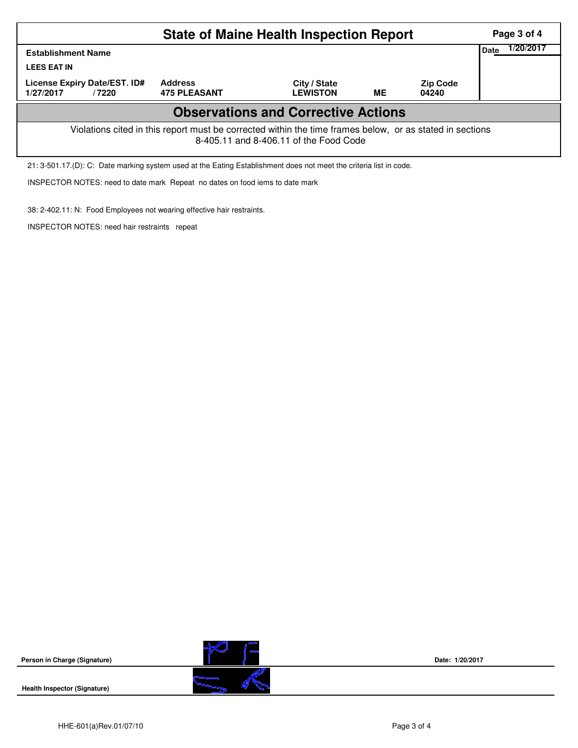# State of Maine Health Inspection Report

| Establishment Name | | | | | Date 1/20/2017 |
|---|---|---|---|---|---|
| LEES EAT IN | | | | | |
| License Expiry Date/EST. ID# | | Address | City / State | | Zip Code |
| 1/27/2017 | / 7220 | 475 PLEASANT | LEWISTON | ME | 04240 |

## Observations and Corrective Actions

Violations cited in this report must be corrected within the time frames below, or as stated in sections 8-405.11 and 8-406.11 of the Food Code

21: 3-501.17.(D): C: Date marking system used at the Eating Establishment does not meet the criteria list in code.

INSPECTOR NOTES: need to date mark Repeat no dates on food iems to date mark

38: 2-402.11: N: Food Employees not wearing effective hair restraints.

INSPECTOR NOTES: need hair restraints repeat

Person in Charge (Signature) Date: 1/20/2017

Health Inspector (Signature)

HHE-601(a)Rev.01/07/10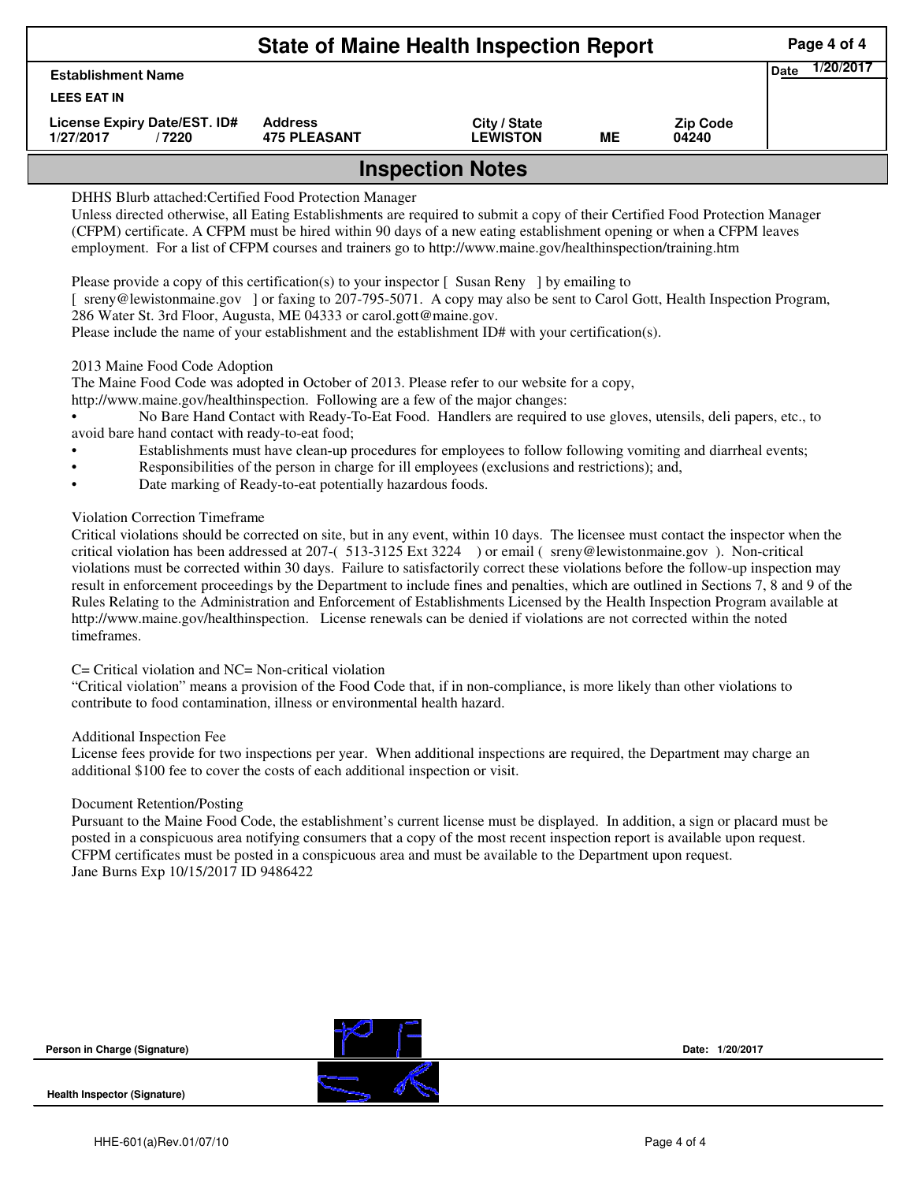# State of Maine Health Inspection Report

| Establishment Name | | | | | Date 1/20/2017 |
|---|---|---|---|---|---|
| LEES EAT IN | | | | | |
| License Expiry Date/EST. ID# | Address | City / State | | Zip Code | |
| 1/27/2017 / 7220 | 475 PLEASANT | LEWISTON | ME | 04240 | |

## Inspection Notes

DHHS Blurb attached:Certified Food Protection Manager

Unless directed otherwise, all Eating Establishments are required to submit a copy of their Certified Food Protection Manager (CFPM) certificate. A CFPM must be hired within 90 days of a new eating establishment opening or when a CFPM leaves employment. For a list of CFPM courses and trainers go to http://www.maine.gov/healthinspection/training.htm

Please provide a copy of this certification(s) to your inspector [ Susan Reny ] by emailing to [ sreny@lewistonmaine.gov ] or faxing to 207-795-5071. A copy may also be sent to Carol Gott, Health Inspection Program, 286 Water St. 3rd Floor, Augusta, ME 04333 or carol.gott@maine.gov.

Please include the name of your establishment and the establishment ID# with your certification(s).

2013 Maine Food Code Adoption

The Maine Food Code was adopted in October of 2013. Please refer to our website for a copy, http://www.maine.gov/healthinspection. Following are a few of the major changes:

- No Bare Hand Contact with Ready-To-Eat Food. Handlers are required to use gloves, utensils, deli papers, etc., to avoid bare hand contact with ready-to-eat food;
- Establishments must have clean-up procedures for employees to follow following vomiting and diarrheal events;
- Responsibilities of the person in charge for ill employees (exclusions and restrictions); and,
- Date marking of Ready-to-eat potentially hazardous foods.

Violation Correction Timeframe

Critical violations should be corrected on site, but in any event, within 10 days. The licensee must contact the inspector when the critical violation has been addressed at 207-( 513-3125 Ext 3224 ) or email ( sreny@lewistonmaine.gov ). Non-critical violations must be corrected within 30 days. Failure to satisfactorily correct these violations before the follow-up inspection may result in enforcement proceedings by the Department to include fines and penalties, which are outlined in Sections 7, 8 and 9 of the Rules Relating to the Administration and Enforcement of Establishments Licensed by the Health Inspection Program available at http://www.maine.gov/healthinspection. License renewals can be denied if violations are not corrected within the noted timeframes.

C= Critical violation and NC= Non-critical violation

"Critical violation" means a provision of the Food Code that, if in non-compliance, is more likely than other violations to contribute to food contamination, illness or environmental health hazard.

Additional Inspection Fee

License fees provide for two inspections per year. When additional inspections are required, the Department may charge an additional $100 fee to cover the costs of each additional inspection or visit.

Document Retention/Posting

Pursuant to the Maine Food Code, the establishment's current license must be displayed. In addition, a sign or placard must be posted in a conspicuous area notifying consumers that a copy of the most recent inspection report is available upon request. CFPM certificates must be posted in a conspicuous area and must be available to the Department upon request.

Jane Burns Exp 10/15/2017 ID 9486422

**Person in Charge (Signature)** Date: 1/20/2017

**Health Inspector (Signature)**

HHE-601(a)Rev.01/07/10